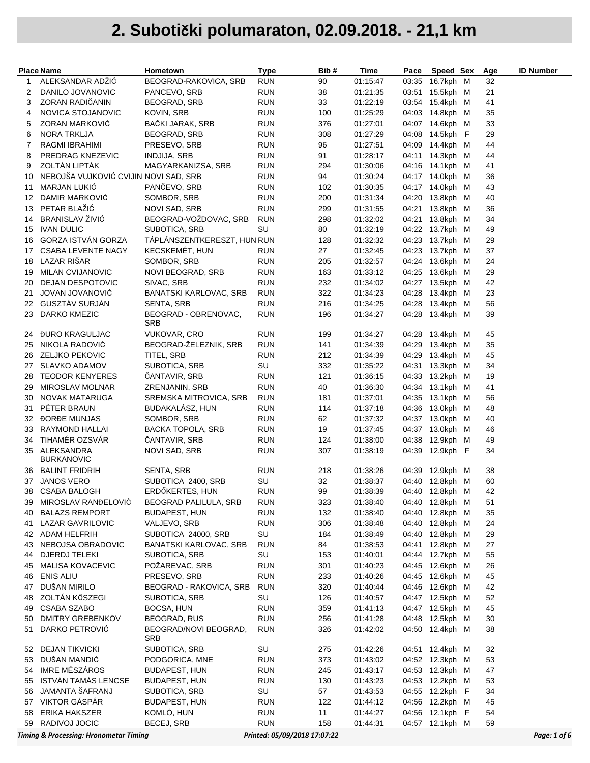# 2. Subotički polumaraton, 02.09.2018. - 21,1 km

| Place | Name | Hometown | Type | Bib # | Time | Pace | Speed | Sex | Age | ID Number |
|---|---|---|---|---|---|---|---|---|---|---|
| 1 | ALEKSANDAR ADŽIĆ | BEOGRAD-RAKOVICA, SRB | RUN | 90 | 01:15:47 | 03:35 | 16.7kph | M | 32 | |
| 2 | DANILO JOVANOVIC | PANCEVO, SRB | RUN | 38 | 01:21:35 | 03:51 | 15.5kph | M | 21 | |
| 3 | ZORAN RADIČANIN | BEOGRAD, SRB | RUN | 33 | 01:22:19 | 03:54 | 15.4kph | M | 41 | |
| 4 | NOVICA STOJANOVIC | KOVIN, SRB | RUN | 100 | 01:25:29 | 04:03 | 14.8kph | M | 35 | |
| 5 | ZORAN MARKOVIĆ | BAČKI JARAK, SRB | RUN | 376 | 01:27:01 | 04:07 | 14.6kph | M | 33 | |
| 6 | NORA TRKLJA | BEOGRAD, SRB | RUN | 308 | 01:27:29 | 04:08 | 14.5kph | F | 29 | |
| 7 | RAGMI IBRAHIMI | PRESEVO, SRB | RUN | 96 | 01:27:51 | 04:09 | 14.4kph | M | 44 | |
| 8 | PREDRAG KNEZEVIC | INDJIJA, SRB | RUN | 91 | 01:28:17 | 04:11 | 14.3kph | M | 44 | |
| 9 | ZOLTÁN LIPTÁK | MAGYARKANIZSA, SRB | RUN | 294 | 01:30:06 | 04:16 | 14.1kph | M | 41 | |
| 10 | NEBOJŠA VUJKOVIĆ CVIJIN | NOVI SAD, SRB | RUN | 94 | 01:30:24 | 04:17 | 14.0kph | M | 36 | |
| 11 | MARJAN LUKIĆ | PANČEVO, SRB | RUN | 102 | 01:30:35 | 04:17 | 14.0kph | M | 43 | |
| 12 | DAMIR MARKOVIĆ | SOMBOR, SRB | RUN | 200 | 01:31:34 | 04:20 | 13.8kph | M | 40 | |
| 13 | PETAR BLAŽIĆ | NOVI SAD, SRB | RUN | 299 | 01:31:55 | 04:21 | 13.8kph | M | 36 | |
| 14 | BRANISLAV ŽIVIĆ | BEOGRAD-VOŽDOVAC, SRB | RUN | 298 | 01:32:02 | 04:21 | 13.8kph | M | 34 | |
| 15 | IVAN DULIC | SUBOTICA, SRB | SU | 80 | 01:32:19 | 04:22 | 13.7kph | M | 49 | |
| 16 | GORZA ISTVÁN GORZA | TÁPLÁNSZENTKERESZT, HUN | RUN | 128 | 01:32:32 | 04:23 | 13.7kph | M | 29 | |
| 17 | CSABA LEVENTE NAGY | KECSKEMÉT, HUN | RUN | 27 | 01:32:45 | 04:23 | 13.7kph | M | 37 | |
| 18 | LAZAR RIŠAR | SOMBOR, SRB | RUN | 205 | 01:32:57 | 04:24 | 13.6kph | M | 24 | |
| 19 | MILAN CVIJANOVIC | NOVI BEOGRAD, SRB | RUN | 163 | 01:33:12 | 04:25 | 13.6kph | M | 29 | |
| 20 | DEJAN DESPOTOVIC | SIVAC, SRB | RUN | 232 | 01:34:02 | 04:27 | 13.5kph | M | 42 | |
| 21 | JOVAN JOVANOVIĆ | BANATSKI KARLOVAC, SRB | RUN | 322 | 01:34:23 | 04:28 | 13.4kph | M | 23 | |
| 22 | GUSZTÁV SURJÁN | SENTA, SRB | RUN | 216 | 01:34:25 | 04:28 | 13.4kph | M | 56 | |
| 23 | DARKO KMEZIC | BEOGRAD - OBRENOVAC, SRB | RUN | 196 | 01:34:27 | 04:28 | 13.4kph | M | 39 | |
| 24 | ĐURO KRAGULJAC | VUKOVAR, CRO | RUN | 199 | 01:34:27 | 04:28 | 13.4kph | M | 45 | |
| 25 | NIKOLA RADOVIĆ | BEOGRAD-ŽELEZNIK, SRB | RUN | 141 | 01:34:39 | 04:29 | 13.4kph | M | 35 | |
| 26 | ZELJKO PEKOVIC | TITEL, SRB | RUN | 212 | 01:34:39 | 04:29 | 13.4kph | M | 45 | |
| 27 | SLAVKO ADAMOV | SUBOTICA, SRB | SU | 332 | 01:35:22 | 04:31 | 13.3kph | M | 34 | |
| 28 | TEODOR KENYERES | ČANTAVIR, SRB | RUN | 121 | 01:36:15 | 04:33 | 13.2kph | M | 19 | |
| 29 | MIROSLAV MOLNAR | ZRENJANIN, SRB | RUN | 40 | 01:36:30 | 04:34 | 13.1kph | M | 41 | |
| 30 | NOVAK MATARUGA | SREMSKA MITROVICA, SRB | RUN | 181 | 01:37:01 | 04:35 | 13.1kph | M | 56 | |
| 31 | PÉTER BRAUN | BUDAKALÁSZ, HUN | RUN | 114 | 01:37:18 | 04:36 | 13.0kph | M | 48 | |
| 32 | ĐORĐE MUNJAS | SOMBOR, SRB | RUN | 62 | 01:37:32 | 04:37 | 13.0kph | M | 40 | |
| 33 | RAYMOND HALLAI | BACKA TOPOLA, SRB | RUN | 19 | 01:37:45 | 04:37 | 13.0kph | M | 46 | |
| 34 | TIHAMÉR OZSVÁR | ČANTAVIR, SRB | RUN | 124 | 01:38:00 | 04:38 | 12.9kph | M | 49 | |
| 35 | ALEKSANDRA BURKANOVIC | NOVI SAD, SRB | RUN | 307 | 01:38:19 | 04:39 | 12.9kph | F | 34 | |
| 36 | BALINT FRIDRIH | SENTA, SRB | RUN | 218 | 01:38:26 | 04:39 | 12.9kph | M | 38 | |
| 37 | JANOS VERO | SUBOTICA 2400, SRB | SU | 32 | 01:38:37 | 04:40 | 12.8kph | M | 60 | |
| 38 | CSABA BALOGH | ERDŐKERTES, HUN | RUN | 99 | 01:38:39 | 04:40 | 12.8kph | M | 42 | |
| 39 | MIROSLAV RANĐELOVIĆ | BEOGRAD PALILULA, SRB | RUN | 323 | 01:38:40 | 04:40 | 12.8kph | M | 51 | |
| 40 | BALAZS REMPORT | BUDAPEST, HUN | RUN | 132 | 01:38:40 | 04:40 | 12.8kph | M | 35 | |
| 41 | LAZAR GAVRILOVIC | VALJEVO, SRB | RUN | 306 | 01:38:48 | 04:40 | 12.8kph | M | 24 | |
| 42 | ADAM HELFRIH | SUBOTICA 24000, SRB | SU | 184 | 01:38:49 | 04:40 | 12.8kph | M | 29 | |
| 43 | NEBOJSA OBRADOVIC | BANATSKI KARLOVAC, SRB | RUN | 84 | 01:38:53 | 04:41 | 12.8kph | M | 27 | |
| 44 | DJERDJ TELEKI | SUBOTICA, SRB | SU | 153 | 01:40:01 | 04:44 | 12.7kph | M | 55 | |
| 45 | MALISA KOVACEVIC | POŽAREVAC, SRB | RUN | 301 | 01:40:23 | 04:45 | 12.6kph | M | 26 | |
| 46 | ENIS ALIU | PRESEVO, SRB | RUN | 233 | 01:40:26 | 04:45 | 12.6kph | M | 45 | |
| 47 | DUŠAN MIRILO | BEOGRAD - RAKOVICA, SRB | RUN | 320 | 01:40:44 | 04:46 | 12.6kph | M | 42 | |
| 48 | ZOLTÁN KŐSZEGI | SUBOTICA, SRB | SU | 126 | 01:40:57 | 04:47 | 12.5kph | M | 52 | |
| 49 | CSABA SZABO | BOCSA, HUN | RUN | 359 | 01:41:13 | 04:47 | 12.5kph | M | 45 | |
| 50 | DMITRY GREBENKOV | BEOGRAD, RUS | RUN | 256 | 01:41:28 | 04:48 | 12.5kph | M | 30 | |
| 51 | DARKO PETROVIĆ | BEOGRAD/NOVI BEOGRAD, SRB | RUN | 326 | 01:42:02 | 04:50 | 12.4kph | M | 38 | |
| 52 | DEJAN TIKVICKI | SUBOTICA, SRB | SU | 275 | 01:42:26 | 04:51 | 12.4kph | M | 32 | |
| 53 | DUŠAN MANDIĆ | PODGORICA, MNE | RUN | 373 | 01:43:02 | 04:52 | 12.3kph | M | 53 | |
| 54 | IMRE MÉSZÁROS | BUDAPEST, HUN | RUN | 245 | 01:43:17 | 04:53 | 12.3kph | M | 47 | |
| 55 | ISTVÁN TAMÁS LENCSE | BUDAPEST, HUN | RUN | 130 | 01:43:23 | 04:53 | 12.2kph | M | 53 | |
| 56 | JAMANTA ŠAFRANJ | SUBOTICA, SRB | SU | 57 | 01:43:53 | 04:55 | 12.2kph | F | 34 | |
| 57 | VIKTOR GÁSPÁR | BUDAPEST, HUN | RUN | 122 | 01:44:12 | 04:56 | 12.2kph | M | 45 | |
| 58 | ERIKA HAKSZER | KOMLÓ, HUN | RUN | 11 | 01:44:27 | 04:56 | 12.1kph | F | 54 | |
| 59 | RADIVOJ JOCIC | BECEJ, SRB | RUN | 158 | 01:44:31 | 04:57 | 12.1kph | M | 59 | |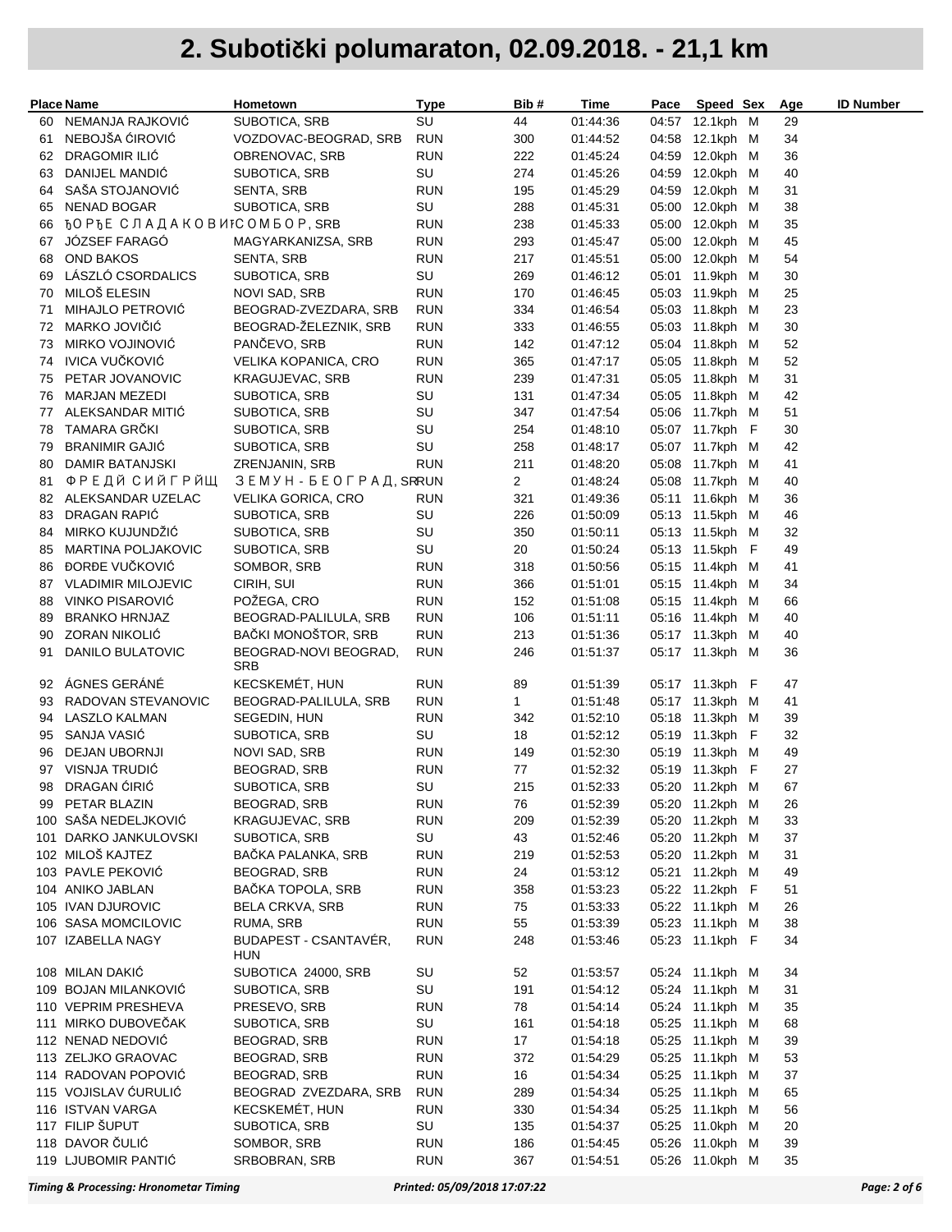# 2. Subotički polumaraton, 02.09.2018. - 21,1 km

| Place | Name | Hometown | Type | Bib # | Time | Pace | Speed | Sex | Age | ID Number |
|---|---|---|---|---|---|---|---|---|---|---|
| 60 | NEMANJA RAJKOVIĆ | SUBOTICA, SRB | SU | 44 | 01:44:36 | 04:57 | 12.1kph | M | 29 | |
| 61 | NEBOJŠA ĆIROVIĆ | VOZDOVAC-BEOGRAD, SRB | RUN | 300 | 01:44:52 | 04:58 | 12.1kph | M | 34 | |
| 62 | DRAGOMIR ILIĆ | OBRENOVAC, SRB | RUN | 222 | 01:45:24 | 04:59 | 12.0kph | M | 36 | |
| 63 | DANIJEL MANDIĆ | SUBOTICA, SRB | SU | 274 | 01:45:26 | 04:59 | 12.0kph | M | 40 | |
| 64 | SAŠA STOJANOVIĆ | SENTA, SRB | RUN | 195 | 01:45:29 | 04:59 | 12.0kph | M | 31 | |
| 65 | NENAD BOGAR | SUBOTICA, SRB | SU | 288 | 01:45:31 | 05:00 | 12.0kph | M | 38 | |
| 66 | ЂОРЂЕ СЛАДАКОВИЋ | СОМБОР, SRB | RUN | 238 | 01:45:33 | 05:00 | 12.0kph | M | 35 | |
| 67 | JÓZSEF FARAGÓ | MAGYARKANIZSA, SRB | RUN | 293 | 01:45:47 | 05:00 | 12.0kph | M | 45 | |
| 68 | OND BAKOS | SENTA, SRB | RUN | 217 | 01:45:51 | 05:00 | 12.0kph | M | 54 | |
| 69 | LÁSZLÓ CSORDALICS | SUBOTICA, SRB | SU | 269 | 01:46:12 | 05:01 | 11.9kph | M | 30 | |
| 70 | MILOŠ ELESIN | NOVI SAD, SRB | RUN | 170 | 01:46:45 | 05:03 | 11.9kph | M | 25 | |
| 71 | MIHAJLO PETROVIĆ | BEOGRAD-ZVEZDARA, SRB | RUN | 334 | 01:46:54 | 05:03 | 11.8kph | M | 23 | |
| 72 | MARKO JOVIČIĆ | BEOGRAD-ŽELEZNIK, SRB | RUN | 333 | 01:46:55 | 05:03 | 11.8kph | M | 30 | |
| 73 | MIRKO VOJINOVIĆ | PANČEVO, SRB | RUN | 142 | 01:47:12 | 05:04 | 11.8kph | M | 52 | |
| 74 | IVICA VUČKOVIĆ | VELIKA KOPANICA, CRO | RUN | 365 | 01:47:17 | 05:05 | 11.8kph | M | 52 | |
| 75 | PETAR JOVANOVIC | KRAGUJEVAC, SRB | RUN | 239 | 01:47:31 | 05:05 | 11.8kph | M | 31 | |
| 76 | MARJAN MEZEDI | SUBOTICA, SRB | SU | 131 | 01:47:34 | 05:05 | 11.8kph | M | 42 | |
| 77 | ALEKSANDAR MITIĆ | SUBOTICA, SRB | SU | 347 | 01:47:54 | 05:06 | 11.7kph | M | 51 | |
| 78 | TAMARA GRČKI | SUBOTICA, SRB | SU | 254 | 01:48:10 | 05:07 | 11.7kph | F | 30 | |
| 79 | BRANIMIR GAJIĆ | SUBOTICA, SRB | SU | 258 | 01:48:17 | 05:07 | 11.7kph | M | 42 | |
| 80 | DAMIR BATANJSKI | ZRENJANIN, SRB | RUN | 211 | 01:48:20 | 05:08 | 11.7kph | M | 41 | |
| 81 | ФРЕДИ СИЙГРИЩ | ЗЕМУН - БЕОГРАД, SRB | RUN | 2 | 01:48:24 | 05:08 | 11.7kph | M | 40 | |
| 82 | ALEKSANDAR UZELAC | VELIKA GORICA, CRO | RUN | 321 | 01:49:36 | 05:11 | 11.6kph | M | 36 | |
| 83 | DRAGAN RAPIĆ | SUBOTICA, SRB | SU | 226 | 01:50:09 | 05:13 | 11.5kph | M | 46 | |
| 84 | MIRKO KUJUNDŽIĆ | SUBOTICA, SRB | SU | 350 | 01:50:11 | 05:13 | 11.5kph | M | 32 | |
| 85 | MARTINA POLJAKOVIC | SUBOTICA, SRB | SU | 20 | 01:50:24 | 05:13 | 11.5kph | F | 49 | |
| 86 | ĐORĐE VUČKOVIĆ | SOMBOR, SRB | RUN | 318 | 01:50:56 | 05:15 | 11.4kph | M | 41 | |
| 87 | VLADIMIR MILOJEVIC | CIRIH, SUI | RUN | 366 | 01:51:01 | 05:15 | 11.4kph | M | 34 | |
| 88 | VINKO PISAROVIĆ | POŽEGA, CRO | RUN | 152 | 01:51:08 | 05:15 | 11.4kph | M | 66 | |
| 89 | BRANKO HRNJAZ | BEOGRAD-PALILULA, SRB | RUN | 106 | 01:51:11 | 05:16 | 11.4kph | M | 40 | |
| 90 | ZORAN NIKOLIĆ | BAČKI MONOŠTOR, SRB | RUN | 213 | 01:51:36 | 05:17 | 11.3kph | M | 40 | |
| 91 | DANILO BULATOVIC | BEOGRAD-NOVI BEOGRAD, SRB | RUN | 246 | 01:51:37 | 05:17 | 11.3kph | M | 36 | |
| 92 | ÁGNES GERÁNÉ | KECSKEMÉT, HUN | RUN | 89 | 01:51:39 | 05:17 | 11.3kph | F | 47 | |
| 93 | RADOVAN STEVANOVIC | BEOGRAD-PALILULA, SRB | RUN | 1 | 01:51:48 | 05:17 | 11.3kph | M | 41 | |
| 94 | LASZLO KALMAN | SEGEDIN, HUN | RUN | 342 | 01:52:10 | 05:18 | 11.3kph | M | 39 | |
| 95 | SANJA VASIĆ | SUBOTICA, SRB | SU | 18 | 01:52:12 | 05:19 | 11.3kph | F | 32 | |
| 96 | DEJAN UBORNJI | NOVI SAD, SRB | RUN | 149 | 01:52:30 | 05:19 | 11.3kph | M | 49 | |
| 97 | VISNJA TRUDIĆ | BEOGRAD, SRB | RUN | 77 | 01:52:32 | 05:19 | 11.3kph | F | 27 | |
| 98 | DRAGAN ĆIRIĆ | SUBOTICA, SRB | SU | 215 | 01:52:33 | 05:20 | 11.2kph | M | 67 | |
| 99 | PETAR BLAZIN | BEOGRAD, SRB | RUN | 76 | 01:52:39 | 05:20 | 11.2kph | M | 26 | |
| 100 | SAŠA NEDELJKOVIĆ | KRAGUJEVAC, SRB | RUN | 209 | 01:52:39 | 05:20 | 11.2kph | M | 33 | |
| 101 | DARKO JANKULOVSKI | SUBOTICA, SRB | SU | 43 | 01:52:46 | 05:20 | 11.2kph | M | 37 | |
| 102 | MILOŠ KAJTEZ | BAČKA PALANKA, SRB | RUN | 219 | 01:52:53 | 05:20 | 11.2kph | M | 31 | |
| 103 | PAVLE PEKOVIĆ | BEOGRAD, SRB | RUN | 24 | 01:53:12 | 05:21 | 11.2kph | M | 49 | |
| 104 | ANIKO JABLAN | BAČKA TOPOLA, SRB | RUN | 358 | 01:53:23 | 05:22 | 11.2kph | F | 51 | |
| 105 | IVAN DJUROVIC | BELA CRKVA, SRB | RUN | 75 | 01:53:33 | 05:22 | 11.1kph | M | 26 | |
| 106 | SASA MOMCILOVIC | RUMA, SRB | RUN | 55 | 01:53:39 | 05:23 | 11.1kph | M | 38 | |
| 107 | IZABELLA NAGY | BUDAPEST - CSANTAVÉR, HUN | RUN | 248 | 01:53:46 | 05:23 | 11.1kph | F | 34 | |
| 108 | MILAN DAKIĆ | SUBOTICA 24000, SRB | SU | 52 | 01:53:57 | 05:24 | 11.1kph | M | 34 | |
| 109 | BOJAN MILANKOVIĆ | SUBOTICA, SRB | SU | 191 | 01:54:12 | 05:24 | 11.1kph | M | 31 | |
| 110 | VEPRIM PRESHEVA | PRESEVO, SRB | RUN | 78 | 01:54:14 | 05:24 | 11.1kph | M | 35 | |
| 111 | MIRKO DUBOVEČAK | SUBOTICA, SRB | SU | 161 | 01:54:18 | 05:25 | 11.1kph | M | 68 | |
| 112 | NENAD NEDOVIĆ | BEOGRAD, SRB | RUN | 17 | 01:54:18 | 05:25 | 11.1kph | M | 39 | |
| 113 | ZELJKO GRAOVAC | BEOGRAD, SRB | RUN | 372 | 01:54:29 | 05:25 | 11.1kph | M | 53 | |
| 114 | RADOVAN POPOVIĆ | BEOGRAD, SRB | RUN | 16 | 01:54:34 | 05:25 | 11.1kph | M | 37 | |
| 115 | VOJISLAV ĆURULIĆ | BEOGRAD ZVEZDARA, SRB | RUN | 289 | 01:54:34 | 05:25 | 11.1kph | M | 65 | |
| 116 | ISTVAN VARGA | KECSKEMÉT, HUN | RUN | 330 | 01:54:34 | 05:25 | 11.1kph | M | 56 | |
| 117 | FILIP ŠUPUT | SUBOTICA, SRB | SU | 135 | 01:54:37 | 05:25 | 11.0kph | M | 20 | |
| 118 | DAVOR ČULIĆ | SOMBOR, SRB | RUN | 186 | 01:54:45 | 05:26 | 11.0kph | M | 39 | |
| 119 | LJUBOMIR PANTIĆ | SRBOBRAN, SRB | RUN | 367 | 01:54:51 | 05:26 | 11.0kph | M | 35 | |

*Timing & Processing: Hronometar Timing* *Printed: 05/09/2018 17:07:22*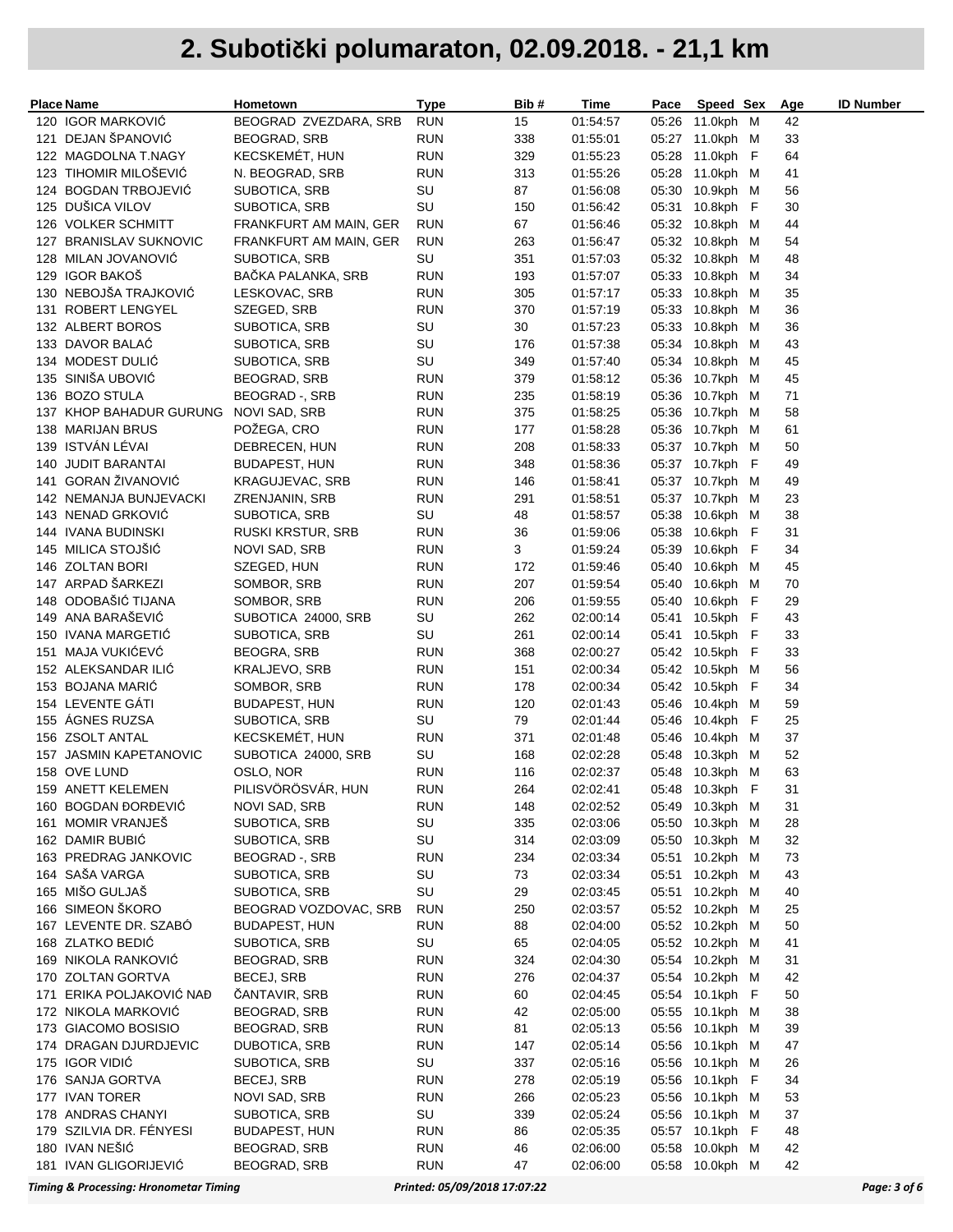# 2. Subotički polumaraton, 02.09.2018. - 21,1 km

| Place | Name | Hometown | Type | Bib # | Time | Pace | Speed | Sex | Age | ID Number |
|---|---|---|---|---|---|---|---|---|---|---|
| 120 | IGOR MARKOVIĆ | BEOGRAD ZVEZDARA, SRB | RUN | 15 | 01:54:57 | 05:26 | 11.0kph | M | 42 | |
| 121 | DEJAN ŠPANOVIĆ | BEOGRAD, SRB | RUN | 338 | 01:55:01 | 05:27 | 11.0kph | M | 33 | |
| 122 | MAGDOLNA T.NAGY | KECSKEMÉT, HUN | RUN | 329 | 01:55:23 | 05:28 | 11.0kph | F | 64 | |
| 123 | TIHOMIR MILOŠEVIĆ | N. BEOGRAD, SRB | RUN | 313 | 01:55:26 | 05:28 | 11.0kph | M | 41 | |
| 124 | BOGDAN TRBOJEVIĆ | SUBOTICA, SRB | SU | 87 | 01:56:08 | 05:30 | 10.9kph | M | 56 | |
| 125 | DUŠICA VILOV | SUBOTICA, SRB | SU | 150 | 01:56:42 | 05:31 | 10.8kph | F | 30 | |
| 126 | VOLKER SCHMITT | FRANKFURT AM MAIN, GER | RUN | 67 | 01:56:46 | 05:32 | 10.8kph | M | 44 | |
| 127 | BRANISLAV SUKNOVIC | FRANKFURT AM MAIN, GER | RUN | 263 | 01:56:47 | 05:32 | 10.8kph | M | 54 | |
| 128 | MILAN JOVANOVIĆ | SUBOTICA, SRB | SU | 351 | 01:57:03 | 05:32 | 10.8kph | M | 48 | |
| 129 | IGOR BAKOŠ | BAČKA PALANKA, SRB | RUN | 193 | 01:57:07 | 05:33 | 10.8kph | M | 34 | |
| 130 | NEBOJŠA TRAJKOVIĆ | LESKOVAC, SRB | RUN | 305 | 01:57:17 | 05:33 | 10.8kph | M | 35 | |
| 131 | ROBERT LENGYEL | SZEGED, SRB | RUN | 370 | 01:57:19 | 05:33 | 10.8kph | M | 36 | |
| 132 | ALBERT BOROS | SUBOTICA, SRB | SU | 30 | 01:57:23 | 05:33 | 10.8kph | M | 36 | |
| 133 | DAVOR BALAĆ | SUBOTICA, SRB | SU | 176 | 01:57:38 | 05:34 | 10.8kph | M | 43 | |
| 134 | MODEST DULIĆ | SUBOTICA, SRB | SU | 349 | 01:57:40 | 05:34 | 10.8kph | M | 45 | |
| 135 | SINIŠA UBOVIĆ | BEOGRAD, SRB | RUN | 379 | 01:58:12 | 05:36 | 10.7kph | M | 45 | |
| 136 | BOZO STULA | BEOGRAD -, SRB | RUN | 235 | 01:58:19 | 05:36 | 10.7kph | M | 71 | |
| 137 | KHOP BAHADUR GURUNG | NOVI SAD, SRB | RUN | 375 | 01:58:25 | 05:36 | 10.7kph | M | 58 | |
| 138 | MARIJAN BRUS | POŽEGA, CRO | RUN | 177 | 01:58:28 | 05:36 | 10.7kph | M | 61 | |
| 139 | ISTVÁN LÉVAI | DEBRECEN, HUN | RUN | 208 | 01:58:33 | 05:37 | 10.7kph | M | 50 | |
| 140 | JUDIT BARANTAI | BUDAPEST, HUN | RUN | 348 | 01:58:36 | 05:37 | 10.7kph | F | 49 | |
| 141 | GORAN ŽIVANOVIĆ | KRAGUJEVAC, SRB | RUN | 146 | 01:58:41 | 05:37 | 10.7kph | M | 49 | |
| 142 | NEMANJA BUNJEVACKI | ZRENJANIN, SRB | RUN | 291 | 01:58:51 | 05:37 | 10.7kph | M | 23 | |
| 143 | NENAD GRKOVIĆ | SUBOTICA, SRB | SU | 48 | 01:58:57 | 05:38 | 10.6kph | M | 38 | |
| 144 | IVANA BUDINSKI | RUSKI KRSTUR, SRB | RUN | 36 | 01:59:06 | 05:38 | 10.6kph | F | 31 | |
| 145 | MILICA STOJŠIĆ | NOVI SAD, SRB | RUN | 3 | 01:59:24 | 05:39 | 10.6kph | F | 34 | |
| 146 | ZOLTAN BORI | SZEGED, HUN | RUN | 172 | 01:59:46 | 05:40 | 10.6kph | M | 45 | |
| 147 | ARPAD ŠARKEZI | SOMBOR, SRB | RUN | 207 | 01:59:54 | 05:40 | 10.6kph | M | 70 | |
| 148 | ODOBAŠIĆ TIJANA | SOMBOR, SRB | RUN | 206 | 01:59:55 | 05:40 | 10.6kph | F | 29 | |
| 149 | ANA BARAŠEVIĆ | SUBOTICA 24000, SRB | SU | 262 | 02:00:14 | 05:41 | 10.5kph | F | 43 | |
| 150 | IVANA MARGETIĆ | SUBOTICA, SRB | SU | 261 | 02:00:14 | 05:41 | 10.5kph | F | 33 | |
| 151 | MAJA VUKIĆEVĆ | BEOGRA, SRB | RUN | 368 | 02:00:27 | 05:42 | 10.5kph | F | 33 | |
| 152 | ALEKSANDAR ILIĆ | KRALJEVO, SRB | RUN | 151 | 02:00:34 | 05:42 | 10.5kph | M | 56 | |
| 153 | BOJANA MARIĆ | SOMBOR, SRB | RUN | 178 | 02:00:34 | 05:42 | 10.5kph | F | 34 | |
| 154 | LEVENTE GÁTI | BUDAPEST, HUN | RUN | 120 | 02:01:43 | 05:46 | 10.4kph | M | 59 | |
| 155 | ÁGNES RUZSA | SUBOTICA, SRB | SU | 79 | 02:01:44 | 05:46 | 10.4kph | F | 25 | |
| 156 | ZSOLT ANTAL | KECSKEMÉT, HUN | RUN | 371 | 02:01:48 | 05:46 | 10.4kph | M | 37 | |
| 157 | JASMIN KAPETANOVIC | SUBOTICA 24000, SRB | SU | 168 | 02:02:28 | 05:48 | 10.3kph | M | 52 | |
| 158 | OVE LUND | OSLO, NOR | RUN | 116 | 02:02:37 | 05:48 | 10.3kph | M | 63 | |
| 159 | ANETT KELEMEN | PILISVÖRÖSVÁR, HUN | RUN | 264 | 02:02:41 | 05:48 | 10.3kph | F | 31 | |
| 160 | BOGDAN ĐORĐEVIĆ | NOVI SAD, SRB | RUN | 148 | 02:02:52 | 05:49 | 10.3kph | M | 31 | |
| 161 | MOMIR VRANJEŠ | SUBOTICA, SRB | SU | 335 | 02:03:06 | 05:50 | 10.3kph | M | 28 | |
| 162 | DAMIR BUBIĆ | SUBOTICA, SRB | SU | 314 | 02:03:09 | 05:50 | 10.3kph | M | 32 | |
| 163 | PREDRAG JANKOVIC | BEOGRAD -, SRB | RUN | 234 | 02:03:34 | 05:51 | 10.2kph | M | 73 | |
| 164 | SAŠA VARGA | SUBOTICA, SRB | SU | 73 | 02:03:34 | 05:51 | 10.2kph | M | 43 | |
| 165 | MIŠO GULJAŠ | SUBOTICA, SRB | SU | 29 | 02:03:45 | 05:51 | 10.2kph | M | 40 | |
| 166 | SIMEON ŠKORO | BEOGRAD VOZDOVAC, SRB | RUN | 250 | 02:03:57 | 05:52 | 10.2kph | M | 25 | |
| 167 | LEVENTE DR. SZABÓ | BUDAPEST, HUN | RUN | 88 | 02:04:00 | 05:52 | 10.2kph | M | 50 | |
| 168 | ZLATKO BEDIĆ | SUBOTICA, SRB | SU | 65 | 02:04:05 | 05:52 | 10.2kph | M | 41 | |
| 169 | NIKOLA RANKOVIĆ | BEOGRAD, SRB | RUN | 324 | 02:04:30 | 05:54 | 10.2kph | M | 31 | |
| 170 | ZOLTAN GORTVA | BECEJ, SRB | RUN | 276 | 02:04:37 | 05:54 | 10.2kph | M | 42 | |
| 171 | ERIKA POLJAKOVIĆ NAĐ | ČANTAVIR, SRB | RUN | 60 | 02:04:45 | 05:54 | 10.1kph | F | 50 | |
| 172 | NIKOLA MARKOVIĆ | BEOGRAD, SRB | RUN | 42 | 02:05:00 | 05:55 | 10.1kph | M | 38 | |
| 173 | GIACOMO BOSISIO | BEOGRAD, SRB | RUN | 81 | 02:05:13 | 05:56 | 10.1kph | M | 39 | |
| 174 | DRAGAN DJURDJEVIC | DUBOTICA, SRB | RUN | 147 | 02:05:14 | 05:56 | 10.1kph | M | 47 | |
| 175 | IGOR VIDIĆ | SUBOTICA, SRB | SU | 337 | 02:05:16 | 05:56 | 10.1kph | M | 26 | |
| 176 | SANJA GORTVA | BECEJ, SRB | RUN | 278 | 02:05:19 | 05:56 | 10.1kph | F | 34 | |
| 177 | IVAN TORER | NOVI SAD, SRB | RUN | 266 | 02:05:23 | 05:56 | 10.1kph | M | 53 | |
| 178 | ANDRAS CHANYI | SUBOTICA, SRB | SU | 339 | 02:05:24 | 05:56 | 10.1kph | M | 37 | |
| 179 | SZILVIA DR. FÉNYESI | BUDAPEST, HUN | RUN | 86 | 02:05:35 | 05:57 | 10.1kph | F | 48 | |
| 180 | IVAN NEŠIĆ | BEOGRAD, SRB | RUN | 46 | 02:06:00 | 05:58 | 10.0kph | M | 42 | |
| 181 | IVAN GLIGORIJEVIĆ | BEOGRAD, SRB | RUN | 47 | 02:06:00 | 05:58 | 10.0kph | M | 42 | |

*Timing & Processing: Hronometar Timing* *Printed: 05/09/2018 17:07:22*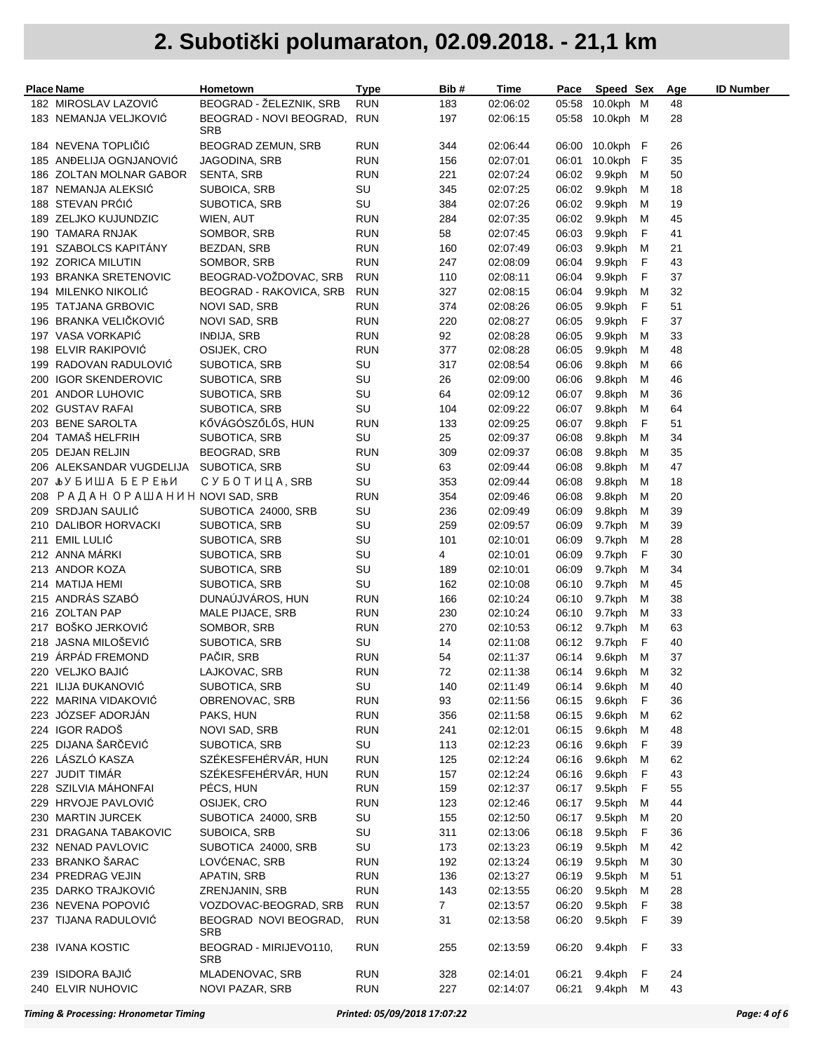# 2. Subotički polumaraton, 02.09.2018. - 21,1 km

| Place | Name | Hometown | Type | Bib # | Time | Pace | Speed | Sex | Age | ID Number |
|---|---|---|---|---|---|---|---|---|---|---|
| 182 | MIROSLAV LAZOVIĆ | BEOGRAD - ŽELEZNIK, SRB | RUN | 183 | 02:06:02 | 05:58 | 10.0kph | M | 48 | |
| 183 | NEMANJA VELJKOVIĆ | BEOGRAD - NOVI BEOGRAD, SRB | RUN | 197 | 02:06:15 | 05:58 | 10.0kph | M | 28 | |
| 184 | NEVENA TOPLIČIĆ | BEOGRAD ZEMUN, SRB | RUN | 344 | 02:06:44 | 06:00 | 10.0kph | F | 26 | |
| 185 | ANĐELIJA OGNJANOVIĆ | JAGODINA, SRB | RUN | 156 | 02:07:01 | 06:01 | 10.0kph | F | 35 | |
| 186 | ZOLTAN MOLNAR GABOR | SENTA, SRB | RUN | 221 | 02:07:24 | 06:02 | 9.9kph | M | 50 | |
| 187 | NEMANJA ALEKSIĆ | SUBOICA, SRB | SU | 345 | 02:07:25 | 06:02 | 9.9kph | M | 18 | |
| 188 | STEVAN PRĆIĆ | SUBOTICA, SRB | SU | 384 | 02:07:26 | 06:02 | 9.9kph | M | 19 | |
| 189 | ZELJKO KUJUNDZIC | WIEN, AUT | RUN | 284 | 02:07:35 | 06:02 | 9.9kph | M | 45 | |
| 190 | TAMARA RNJAK | SOMBOR, SRB | RUN | 58 | 02:07:45 | 06:03 | 9.9kph | F | 41 | |
| 191 | SZABOLCS KAPITÁNY | BEZDAN, SRB | RUN | 160 | 02:07:49 | 06:03 | 9.9kph | M | 21 | |
| 192 | ZORICA MILUTIN | SOMBOR, SRB | RUN | 247 | 02:08:09 | 06:04 | 9.9kph | F | 43 | |
| 193 | BRANKA SRETENOVIC | BEOGRAD-VOŽDOVAC, SRB | RUN | 110 | 02:08:11 | 06:04 | 9.9kph | F | 37 | |
| 194 | MILENKO NIKOLIĆ | BEOGRAD - RAKOVICA, SRB | RUN | 327 | 02:08:15 | 06:04 | 9.9kph | M | 32 | |
| 195 | TATJANA GRBOVIC | NOVI SAD, SRB | RUN | 374 | 02:08:26 | 06:05 | 9.9kph | F | 51 | |
| 196 | BRANKA VELIČKOVIĆ | NOVI SAD, SRB | RUN | 220 | 02:08:27 | 06:05 | 9.9kph | F | 37 | |
| 197 | VASA VORKAPIĆ | INĐIJA, SRB | RUN | 92 | 02:08:28 | 06:05 | 9.9kph | M | 33 | |
| 198 | ELVIR RAKIPOVIĆ | OSIJEK, CRO | RUN | 377 | 02:08:28 | 06:05 | 9.9kph | M | 48 | |
| 199 | RADOVAN RADULOVIĆ | SUBOTICA, SRB | SU | 317 | 02:08:54 | 06:06 | 9.8kph | M | 66 | |
| 200 | IGOR SKENDEROVIC | SUBOTICA, SRB | SU | 26 | 02:09:00 | 06:06 | 9.8kph | M | 46 | |
| 201 | ANDOR LUHOVIC | SUBOTICA, SRB | SU | 64 | 02:09:12 | 06:07 | 9.8kph | M | 36 | |
| 202 | GUSTAV RAFAI | SUBOTICA, SRB | SU | 104 | 02:09:22 | 06:07 | 9.8kph | M | 64 | |
| 203 | BENE SAROLTA | KŐVÁGÓSZŐLŐS, HUN | RUN | 133 | 02:09:25 | 06:07 | 9.8kph | F | 51 | |
| 204 | TAMAŠ HELFRIH | SUBOTICA, SRB | SU | 25 | 02:09:37 | 06:08 | 9.8kph | M | 34 | |
| 205 | DEJAN RELJIN | BEOGRAD, SRB | RUN | 309 | 02:09:37 | 06:08 | 9.8kph | M | 35 | |
| 206 | ALEKSANDAR VUGDELIJA | SUBOTICA, SRB | SU | 63 | 02:09:44 | 06:08 | 9.8kph | M | 47 | |
| 207 | ЉУБИША БЕРЕЊИ | СУБОТИЦА, SRB | SU | 353 | 02:09:44 | 06:08 | 9.8kph | M | 18 | |
| 208 | РАДАН ОРАШАНИН | NOVI SAD, SRB | RUN | 354 | 02:09:46 | 06:08 | 9.8kph | M | 20 | |
| 209 | SRDJAN SAULIĆ | SUBOTICA 24000, SRB | SU | 236 | 02:09:49 | 06:09 | 9.8kph | M | 39 | |
| 210 | DALIBOR HORVACKI | SUBOTICA, SRB | SU | 259 | 02:09:57 | 06:09 | 9.7kph | M | 39 | |
| 211 | EMIL LULIĆ | SUBOTICA, SRB | SU | 101 | 02:10:01 | 06:09 | 9.7kph | M | 28 | |
| 212 | ANNA MÁRKI | SUBOTICA, SRB | SU | 4 | 02:10:01 | 06:09 | 9.7kph | F | 30 | |
| 213 | ANDOR KOZA | SUBOTICA, SRB | SU | 189 | 02:10:01 | 06:09 | 9.7kph | M | 34 | |
| 214 | MATIJA HEMI | SUBOTICA, SRB | SU | 162 | 02:10:08 | 06:10 | 9.7kph | M | 45 | |
| 215 | ANDRÁS SZABÓ | DUNAÚJVÁROS, HUN | RUN | 166 | 02:10:24 | 06:10 | 9.7kph | M | 38 | |
| 216 | ZOLTAN PAP | MALE PIJACE, SRB | RUN | 230 | 02:10:24 | 06:10 | 9.7kph | M | 33 | |
| 217 | BOŠKO JERKOVIĆ | SOMBOR, SRB | RUN | 270 | 02:10:53 | 06:12 | 9.7kph | M | 63 | |
| 218 | JASNA MILOŠEVIĆ | SUBOTICA, SRB | SU | 14 | 02:11:08 | 06:12 | 9.7kph | F | 40 | |
| 219 | ÁRPÁD FREMOND | PAČIR, SRB | RUN | 54 | 02:11:37 | 06:14 | 9.6kph | M | 37 | |
| 220 | VELJKO BAJIĆ | LAJKOVAC, SRB | RUN | 72 | 02:11:38 | 06:14 | 9.6kph | M | 32 | |
| 221 | ILIJA ĐUKANOVIĆ | SUBOTICA, SRB | SU | 140 | 02:11:49 | 06:14 | 9.6kph | M | 40 | |
| 222 | MARINA VIDAKOVIĆ | OBRENOVAC, SRB | RUN | 93 | 02:11:56 | 06:15 | 9.6kph | F | 36 | |
| 223 | JÓZSEF ADORJÁN | PAKS, HUN | RUN | 356 | 02:11:58 | 06:15 | 9.6kph | M | 62 | |
| 224 | IGOR RADOŠ | NOVI SAD, SRB | RUN | 241 | 02:12:01 | 06:15 | 9.6kph | M | 48 | |
| 225 | DIJANA ŠARČEVIĆ | SUBOTICA, SRB | SU | 113 | 02:12:23 | 06:16 | 9.6kph | F | 39 | |
| 226 | LÁSZLÓ KASZA | SZÉKESFEHÉRVÁR, HUN | RUN | 125 | 02:12:24 | 06:16 | 9.6kph | M | 62 | |
| 227 | JUDIT TIMÁR | SZÉKESFEHÉRVÁR, HUN | RUN | 157 | 02:12:24 | 06:16 | 9.6kph | F | 43 | |
| 228 | SZILVIA MÁHONFAI | PÉCS, HUN | RUN | 159 | 02:12:37 | 06:17 | 9.5kph | F | 55 | |
| 229 | HRVOJE PAVLOVIĆ | OSIJEK, CRO | RUN | 123 | 02:12:46 | 06:17 | 9.5kph | M | 44 | |
| 230 | MARTIN JURCEK | SUBOTICA 24000, SRB | SU | 155 | 02:12:50 | 06:17 | 9.5kph | M | 20 | |
| 231 | DRAGANA TABAKOVIC | SUBOICA, SRB | SU | 311 | 02:13:06 | 06:18 | 9.5kph | F | 36 | |
| 232 | NENAD PAVLOVIC | SUBOTICA 24000, SRB | SU | 173 | 02:13:23 | 06:19 | 9.5kph | M | 42 | |
| 233 | BRANKO ŠARAC | LOVĆENAC, SRB | RUN | 192 | 02:13:24 | 06:19 | 9.5kph | M | 30 | |
| 234 | PREDRAG VEJIN | APATIN, SRB | RUN | 136 | 02:13:27 | 06:19 | 9.5kph | M | 51 | |
| 235 | DARKO TRAJKOVIĆ | ZRENJANIN, SRB | RUN | 143 | 02:13:55 | 06:20 | 9.5kph | M | 28 | |
| 236 | NEVENA POPOVIĆ | VOZDOVAC-BEOGRAD, SRB | RUN | 7 | 02:13:57 | 06:20 | 9.5kph | F | 38 | |
| 237 | TIJANA RADULOVIĆ | BEOGRAD NOVI BEOGRAD, SRB | RUN | 31 | 02:13:58 | 06:20 | 9.5kph | F | 39 | |
| 238 | IVANA KOSTIC | BEOGRAD - MIRIJEVO110, SRB | RUN | 255 | 02:13:59 | 06:20 | 9.4kph | F | 33 | |
| 239 | ISIDORA BAJIĆ | MLADENOVAC, SRB | RUN | 328 | 02:14:01 | 06:21 | 9.4kph | F | 24 | |
| 240 | ELVIR NUHOVIC | NOVI PAZAR, SRB | RUN | 227 | 02:14:07 | 06:21 | 9.4kph | M | 43 | |

*Timing & Processing: Hronometar Timing* | *Printed: 05/09/2018 17:07:22*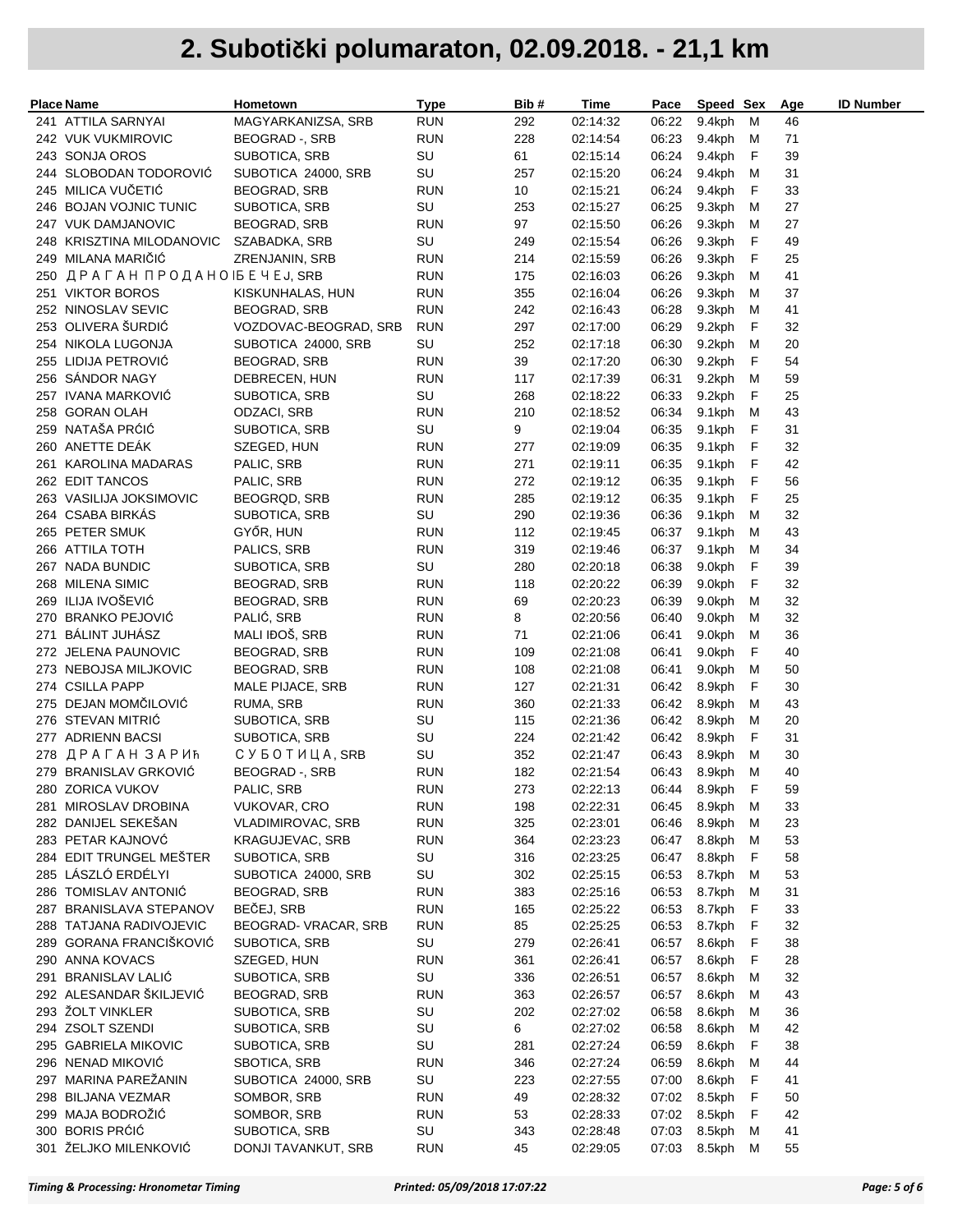# 2. Subotički polumaraton, 02.09.2018. - 21,1 km

| Place | Name | Hometown | Type | Bib # | Time | Pace | Speed | Sex | Age | ID Number |
|---|---|---|---|---|---|---|---|---|---|---|
| 241 | ATTILA SARNYAI | MAGYARKANIZSA, SRB | RUN | 292 | 02:14:32 | 06:22 | 9.4kph | M | 46 | |
| 242 | VUK VUKMIROVIC | BEOGRAD -, SRB | RUN | 228 | 02:14:54 | 06:23 | 9.4kph | M | 71 | |
| 243 | SONJA OROS | SUBOTICA, SRB | SU | 61 | 02:15:14 | 06:24 | 9.4kph | F | 39 | |
| 244 | SLOBODAN TODOROVIĆ | SUBOTICA 24000, SRB | SU | 257 | 02:15:20 | 06:24 | 9.4kph | M | 31 | |
| 245 | MILICA VUČETIĆ | BEOGRAD, SRB | RUN | 10 | 02:15:21 | 06:24 | 9.4kph | F | 33 | |
| 246 | BOJAN VOJNIC TUNIC | SUBOTICA, SRB | SU | 253 | 02:15:27 | 06:25 | 9.3kph | M | 27 | |
| 247 | VUK DAMJANOVIC | BEOGRAD, SRB | RUN | 97 | 02:15:50 | 06:26 | 9.3kph | M | 27 | |
| 248 | KRISZTINA MILODANOVIC | SZABADKA, SRB | SU | 249 | 02:15:54 | 06:26 | 9.3kph | F | 49 | |
| 249 | MILANA MARIČIĆ | ZRENJANIN, SRB | RUN | 214 | 02:15:59 | 06:26 | 9.3kph | F | 25 | |
| 250 | ДРАГАН ПРОДАНОВИЋ | БЕЧЕЈ, SRB | RUN | 175 | 02:16:03 | 06:26 | 9.3kph | M | 41 | |
| 251 | VIKTOR BOROS | KISKUNHALAS, HUN | RUN | 355 | 02:16:04 | 06:26 | 9.3kph | M | 37 | |
| 252 | NINOSLAV SEVIC | BEOGRAD, SRB | RUN | 242 | 02:16:43 | 06:28 | 9.3kph | M | 41 | |
| 253 | OLIVERA ŠURDIĆ | VOZDOVAC-BEOGRAD, SRB | RUN | 297 | 02:17:00 | 06:29 | 9.2kph | F | 32 | |
| 254 | NIKOLA LUGONJA | SUBOTICA 24000, SRB | SU | 252 | 02:17:18 | 06:30 | 9.2kph | M | 20 | |
| 255 | LIDIJA PETROVIĆ | BEOGRAD, SRB | RUN | 39 | 02:17:20 | 06:30 | 9.2kph | F | 54 | |
| 256 | SÁNDOR NAGY | DEBRECEN, HUN | RUN | 117 | 02:17:39 | 06:31 | 9.2kph | M | 59 | |
| 257 | IVANA MARKOVIĆ | SUBOTICA, SRB | SU | 268 | 02:18:22 | 06:33 | 9.2kph | F | 25 | |
| 258 | GORAN OLAH | ODZACI, SRB | RUN | 210 | 02:18:52 | 06:34 | 9.1kph | M | 43 | |
| 259 | NATAŠA PRĆIĆ | SUBOTICA, SRB | SU | 9 | 02:19:04 | 06:35 | 9.1kph | F | 31 | |
| 260 | ANETTE DEÁK | SZEGED, HUN | RUN | 277 | 02:19:09 | 06:35 | 9.1kph | F | 32 | |
| 261 | KAROLINA MADARAS | PALIC, SRB | RUN | 271 | 02:19:11 | 06:35 | 9.1kph | F | 42 | |
| 262 | EDIT TANCOS | PALIC, SRB | RUN | 272 | 02:19:12 | 06:35 | 9.1kph | F | 56 | |
| 263 | VASILIJA JOKSIMOVIC | BEOGRQD, SRB | RUN | 285 | 02:19:12 | 06:35 | 9.1kph | F | 25 | |
| 264 | CSABA BIRKÁS | SUBOTICA, SRB | SU | 290 | 02:19:36 | 06:36 | 9.1kph | M | 32 | |
| 265 | PETER SMUK | GYŐR, HUN | RUN | 112 | 02:19:45 | 06:37 | 9.1kph | M | 43 | |
| 266 | ATTILA TOTH | PALICS, SRB | RUN | 319 | 02:19:46 | 06:37 | 9.1kph | M | 34 | |
| 267 | NADA BUNDIC | SUBOTICA, SRB | SU | 280 | 02:20:18 | 06:38 | 9.0kph | F | 39 | |
| 268 | MILENA SIMIC | BEOGRAD, SRB | RUN | 118 | 02:20:22 | 06:39 | 9.0kph | F | 32 | |
| 269 | ILIJA IVOŠEVIĆ | BEOGRAD, SRB | RUN | 69 | 02:20:23 | 06:39 | 9.0kph | M | 32 | |
| 270 | BRANKO PEJOVIĆ | PALIĆ, SRB | RUN | 8 | 02:20:56 | 06:40 | 9.0kph | M | 32 | |
| 271 | BÁLINT JUHÁSZ | MALI IĐOŠ, SRB | RUN | 71 | 02:21:06 | 06:41 | 9.0kph | M | 36 | |
| 272 | JELENA PAUNOVIC | BEOGRAD, SRB | RUN | 109 | 02:21:08 | 06:41 | 9.0kph | F | 40 | |
| 273 | NEBOJSA MILJKOVIC | BEOGRAD, SRB | RUN | 108 | 02:21:08 | 06:41 | 9.0kph | M | 50 | |
| 274 | CSILLA PAPP | MALE PIJACE, SRB | RUN | 127 | 02:21:31 | 06:42 | 8.9kph | F | 30 | |
| 275 | DEJAN MOMČILOVIĆ | RUMA, SRB | RUN | 360 | 02:21:33 | 06:42 | 8.9kph | M | 43 | |
| 276 | STEVAN MITRIĆ | SUBOTICA, SRB | SU | 115 | 02:21:36 | 06:42 | 8.9kph | M | 20 | |
| 277 | ADRIENN BACSI | SUBOTICA, SRB | SU | 224 | 02:21:42 | 06:42 | 8.9kph | F | 31 | |
| 278 | ДРАГАН ЗАРИћ | СУБОТИЦА, SRB | SU | 352 | 02:21:47 | 06:43 | 8.9kph | M | 30 | |
| 279 | BRANISLAV GRKOVIĆ | BEOGRAD -, SRB | RUN | 182 | 02:21:54 | 06:43 | 8.9kph | M | 40 | |
| 280 | ZORICA VUKOV | PALIC, SRB | RUN | 273 | 02:22:13 | 06:44 | 8.9kph | F | 59 | |
| 281 | MIROSLAV DROBINA | VUKOVAR, CRO | RUN | 198 | 02:22:31 | 06:45 | 8.9kph | M | 33 | |
| 282 | DANIJEL SEKEŠAN | VLADIMIROVAC, SRB | RUN | 325 | 02:23:01 | 06:46 | 8.9kph | M | 23 | |
| 283 | PETAR KAJNOVĆ | KRAGUJEVAC, SRB | RUN | 364 | 02:23:23 | 06:47 | 8.8kph | M | 53 | |
| 284 | EDIT TRUNGEL MEŠTER | SUBOTICA, SRB | SU | 316 | 02:23:25 | 06:47 | 8.8kph | F | 58 | |
| 285 | LÁSZLÓ ERDÉLYI | SUBOTICA 24000, SRB | SU | 302 | 02:25:15 | 06:53 | 8.7kph | M | 53 | |
| 286 | TOMISLAV ANTONIĆ | BEOGRAD, SRB | RUN | 383 | 02:25:16 | 06:53 | 8.7kph | M | 31 | |
| 287 | BRANISLAVA STEPANOV | BEČEJ, SRB | RUN | 165 | 02:25:22 | 06:53 | 8.7kph | F | 33 | |
| 288 | TATJANA RADIVOJEVIC | BEOGRAD- VRACAR, SRB | RUN | 85 | 02:25:25 | 06:53 | 8.7kph | F | 32 | |
| 289 | GORANA FRANCIŠKOVIĆ | SUBOTICA, SRB | SU | 279 | 02:26:41 | 06:57 | 8.6kph | F | 38 | |
| 290 | ANNA KOVACS | SZEGED, HUN | RUN | 361 | 02:26:41 | 06:57 | 8.6kph | F | 28 | |
| 291 | BRANISLAV LALIĆ | SUBOTICA, SRB | SU | 336 | 02:26:51 | 06:57 | 8.6kph | M | 32 | |
| 292 | ALESANDAR ŠKILJEVIĆ | BEOGRAD, SRB | RUN | 363 | 02:26:57 | 06:57 | 8.6kph | M | 43 | |
| 293 | ŽOLT VINKLER | SUBOTICA, SRB | SU | 202 | 02:27:02 | 06:58 | 8.6kph | M | 36 | |
| 294 | ZSOLT SZENDI | SUBOTICA, SRB | SU | 6 | 02:27:02 | 06:58 | 8.6kph | M | 42 | |
| 295 | GABRIELA MIKOVIC | SUBOTICA, SRB | SU | 281 | 02:27:24 | 06:59 | 8.6kph | F | 38 | |
| 296 | NENAD MIKOVIĆ | SBOTICA, SRB | RUN | 346 | 02:27:24 | 06:59 | 8.6kph | M | 44 | |
| 297 | MARINA PAREŽANIN | SUBOTICA 24000, SRB | SU | 223 | 02:27:55 | 07:00 | 8.6kph | F | 41 | |
| 298 | BILJANA VEZMAR | SOMBOR, SRB | RUN | 49 | 02:28:32 | 07:02 | 8.5kph | F | 50 | |
| 299 | MAJA BODROŽIĆ | SOMBOR, SRB | RUN | 53 | 02:28:33 | 07:02 | 8.5kph | F | 42 | |
| 300 | BORIS PRĆIĆ | SUBOTICA, SRB | SU | 343 | 02:28:48 | 07:03 | 8.5kph | M | 41 | |
| 301 | ŽELJKO MILENKOVIĆ | DONJI TAVANKUT, SRB | RUN | 45 | 02:29:05 | 07:03 | 8.5kph | M | 55 | |

*Timing & Processing: Hronometar Timing* *Printed: 05/09/2018 17:07:22*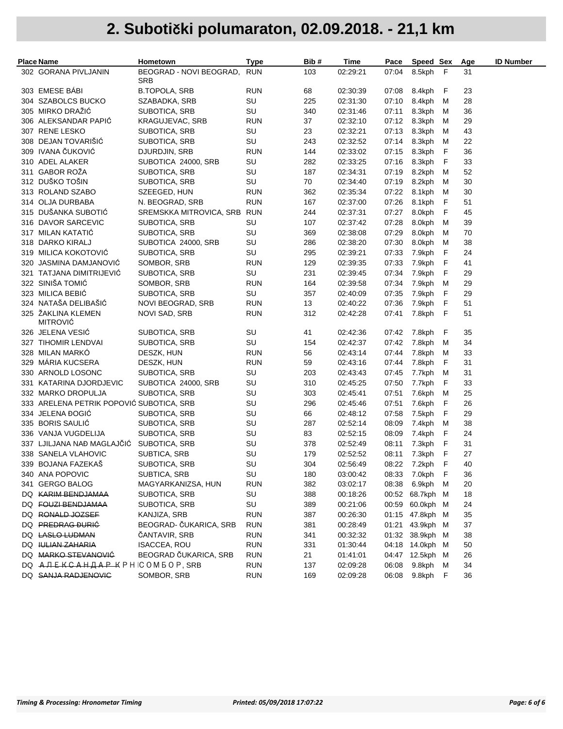# 2. Subotički polumaraton, 02.09.2018. - 21,1 km

| Place | Name | Hometown | Type | Bib # | Time | Pace | Speed | Sex | Age | ID Number |
|---|---|---|---|---|---|---|---|---|---|---|
| 302 | GORANA PIVLJANIN | BEOGRAD - NOVI BEOGRAD, SRB | RUN | 103 | 02:29:21 | 07:04 | 8.5kph | F | 31 | |
| 303 | EMESE BÁBI | B.TOPOLA, SRB | RUN | 68 | 02:30:39 | 07:08 | 8.4kph | F | 23 | |
| 304 | SZABOLCS BUCKO | SZABADKA, SRB | SU | 225 | 02:31:30 | 07:10 | 8.4kph | M | 28 | |
| 305 | MIRKO DRAŽIĆ | SUBOTICA, SRB | SU | 340 | 02:31:46 | 07:11 | 8.3kph | M | 36 | |
| 306 | ALEKSANDAR PAPIĆ | KRAGUJEVAC, SRB | RUN | 37 | 02:32:10 | 07:12 | 8.3kph | M | 29 | |
| 307 | RENE LESKO | SUBOTICA, SRB | SU | 23 | 02:32:21 | 07:13 | 8.3kph | M | 43 | |
| 308 | DEJAN TOVARIŠIĆ | SUBOTICA, SRB | SU | 243 | 02:32:52 | 07:14 | 8.3kph | M | 22 | |
| 309 | IVANA ČUKOVIĆ | DJURDJIN, SRB | RUN | 144 | 02:33:02 | 07:15 | 8.3kph | F | 36 | |
| 310 | ADEL ALAKER | SUBOTICA 24000, SRB | SU | 282 | 02:33:25 | 07:16 | 8.3kph | F | 33 | |
| 311 | GABOR ROŽA | SUBOTICA, SRB | SU | 187 | 02:34:31 | 07:19 | 8.2kph | M | 52 | |
| 312 | DUŠKO TOŠIN | SUBOTICA, SRB | SU | 70 | 02:34:40 | 07:19 | 8.2kph | M | 30 | |
| 313 | ROLAND SZABO | SZEEGED, HUN | RUN | 362 | 02:35:34 | 07:22 | 8.1kph | M | 30 | |
| 314 | OLJA DURBABA | N. BEOGRAD, SRB | RUN | 167 | 02:37:00 | 07:26 | 8.1kph | F | 51 | |
| 315 | DUŠANKA SUBOTIĆ | SREMSKKA MITROVICA, SRB | RUN | 244 | 02:37:31 | 07:27 | 8.0kph | F | 45 | |
| 316 | DAVOR SARCEVIC | SUBOTICA, SRB | SU | 107 | 02:37:42 | 07:28 | 8.0kph | M | 39 | |
| 317 | MILAN KATATIĆ | SUBOTICA, SRB | SU | 369 | 02:38:08 | 07:29 | 8.0kph | M | 70 | |
| 318 | DARKO KIRALJ | SUBOTICA 24000, SRB | SU | 286 | 02:38:20 | 07:30 | 8.0kph | M | 38 | |
| 319 | MILICA KOKOTOVIĆ | SUBOTICA, SRB | SU | 295 | 02:39:21 | 07:33 | 7.9kph | F | 24 | |
| 320 | JASMINA DAMJANOVIĆ | SOMBOR, SRB | RUN | 129 | 02:39:35 | 07:33 | 7.9kph | F | 41 | |
| 321 | TATJANA DIMITRIJEVIĆ | SUBOTICA, SRB | SU | 231 | 02:39:45 | 07:34 | 7.9kph | F | 29 | |
| 322 | SINIŠA TOMIĆ | SOMBOR, SRB | RUN | 164 | 02:39:58 | 07:34 | 7.9kph | M | 29 | |
| 323 | MILICA BEBIĆ | SUBOTICA, SRB | SU | 357 | 02:40:09 | 07:35 | 7.9kph | F | 29 | |
| 324 | NATAŠA DELIBAŠIĆ | NOVI BEOGRAD, SRB | RUN | 13 | 02:40:22 | 07:36 | 7.9kph | F | 51 | |
| 325 | ŽAKLINA KLEMEN MITROVIĆ | NOVI SAD, SRB | RUN | 312 | 02:42:28 | 07:41 | 7.8kph | F | 51 | |
| 326 | JELENA VESIĆ | SUBOTICA, SRB | SU | 41 | 02:42:36 | 07:42 | 7.8kph | F | 35 | |
| 327 | TIHOMIR LENDVAI | SUBOTICA, SRB | SU | 154 | 02:42:37 | 07:42 | 7.8kph | M | 34 | |
| 328 | MILAN MARKÓ | DESZK, HUN | RUN | 56 | 02:43:14 | 07:44 | 7.8kph | M | 33 | |
| 329 | MÁRIA KUCSERA | DESZK, HUN | RUN | 59 | 02:43:16 | 07:44 | 7.8kph | F | 31 | |
| 330 | ARNOLD LOSONC | SUBOTICA, SRB | SU | 203 | 02:43:43 | 07:45 | 7.7kph | M | 31 | |
| 331 | KATARINA DJORDJEVIC | SUBOTICA 24000, SRB | SU | 310 | 02:45:25 | 07:50 | 7.7kph | F | 33 | |
| 332 | MARKO DROPULJA | SUBOTICA, SRB | SU | 303 | 02:45:41 | 07:51 | 7.6kph | M | 25 | |
| 333 | ARELENA PETRIK POPOVIĆ | SUBOTICA, SRB | SU | 296 | 02:45:46 | 07:51 | 7.6kph | F | 26 | |
| 334 | JELENA ĐOGIĆ | SUBOTICA, SRB | SU | 66 | 02:48:12 | 07:58 | 7.5kph | F | 29 | |
| 335 | BORIS SAULIĆ | SUBOTICA, SRB | SU | 287 | 02:52:14 | 08:09 | 7.4kph | M | 38 | |
| 336 | VANJA VUGDELIJA | SUBOTICA, SRB | SU | 83 | 02:52:15 | 08:09 | 7.4kph | F | 24 | |
| 337 | LJILJANA NAĐ MAGLAJČIĆ | SUBOTICA, SRB | SU | 378 | 02:52:49 | 08:11 | 7.3kph | F | 31 | |
| 338 | SANELA VLAHOVIC | SUBTICA, SRB | SU | 179 | 02:52:52 | 08:11 | 7.3kph | F | 27 | |
| 339 | BOJANA FAZEKAŠ | SUBOTICA, SRB | SU | 304 | 02:56:49 | 08:22 | 7.2kph | F | 40 | |
| 340 | ANA POPOVIC | SUBTICA, SRB | SU | 180 | 03:00:42 | 08:33 | 7.0kph | F | 36 | |
| 341 | GERGO BALOG | MAGYARKANIZSA, HUN | RUN | 382 | 03:02:17 | 08:38 | 6.9kph | M | 20 | |
| DQ | ~~KARIM BENDJAMAA~~ | SUBOTICA, SRB | SU | 388 | 00:18:26 | 00:52 | 68.7kph | M | 18 | |
| DQ | ~~FOUZI BENDJAMAA~~ | SUBOTICA, SRB | SU | 389 | 00:21:06 | 00:59 | 60.0kph | M | 24 | |
| DQ | ~~RONALD JOZSEF~~ | KANJIZA, SRB | RUN | 387 | 00:26:30 | 01:15 | 47.8kph | M | 35 | |
| DQ | ~~PREDRAG ĐURIĆ~~ | BEOGRAD- ČUKARICA, SRB | RUN | 381 | 00:28:49 | 01:21 | 43.9kph | M | 37 | |
| DQ | ~~LASLO LUDMAN~~ | ČANTAVIR, SRB | RUN | 341 | 00:32:32 | 01:32 | 38.9kph | M | 38 | |
| DQ | ~~IULIAN ZAHARIA~~ | ISACCEA, ROU | RUN | 331 | 01:30:44 | 04:18 | 14.0kph | M | 50 | |
| DQ | ~~MARKO STEVANOVIĆ~~ | BEOGRAD ČUKARICA, SRB | RUN | 21 | 01:41:01 | 04:47 | 12.5kph | M | 26 | |
| DQ | ~~АЛЕКСАНДАР К~~РН | СОМБОР, SRB | RUN | 137 | 02:09:28 | 06:08 | 9.8kph | M | 34 | |
| DQ | ~~SANJA RADJENOVIC~~ | SOMBOR, SRB | RUN | 169 | 02:09:28 | 06:08 | 9.8kph | F | 36 | |

*Timing & Processing: Hronometar Timing* *Printed: 05/09/2018 17:07:22*